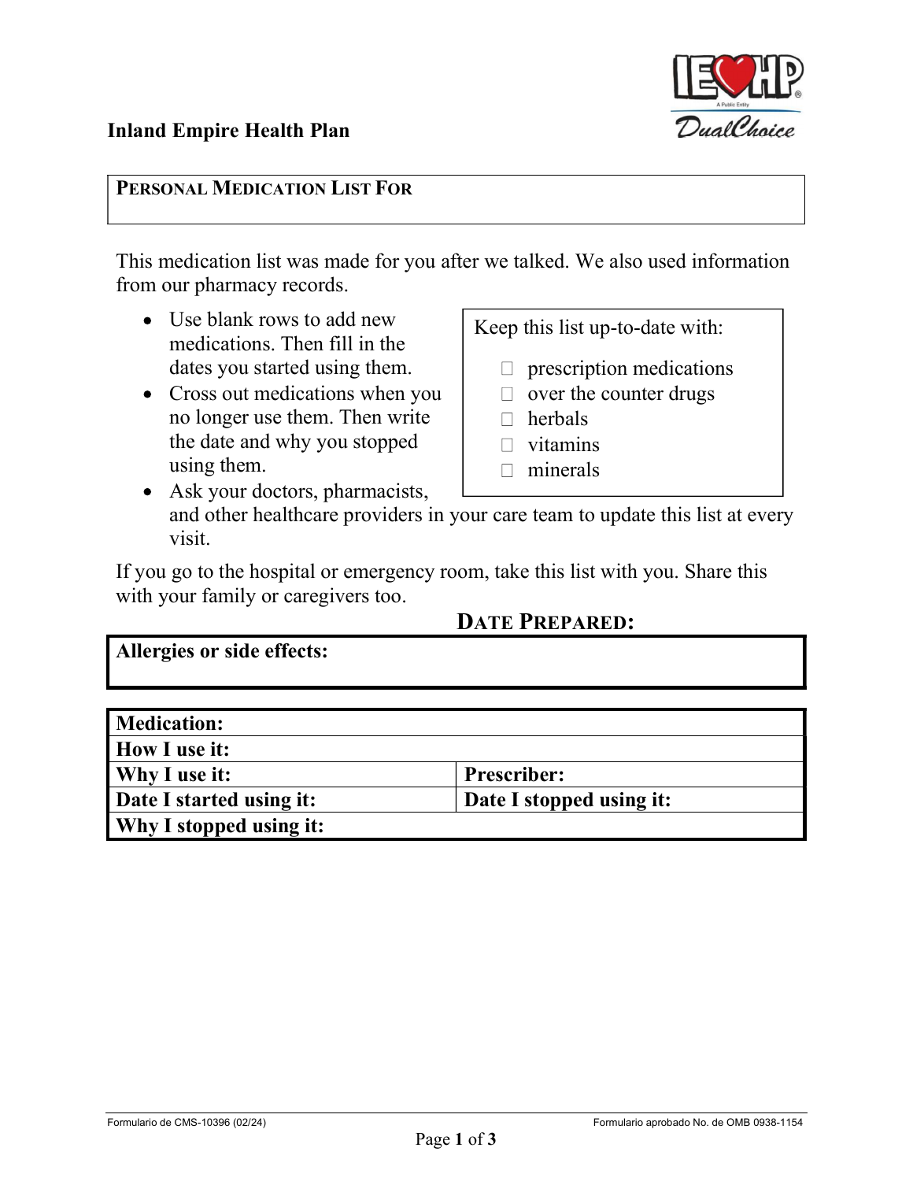Inland Empire Health Plan

## Personal Medication List For

This medication list was made for you after we talked. We also used information from our pharmacy records.

- Use blank rows to add new medications. Then fill in the dates you started using them.
- Cross out medications when you no longer use them. Then write the date and why you stopped using them.
- Ask your doctors, pharmacists, and other healthcare providers in your care team to update this list at every visit.

Keep this list up-to-date with:

- ☐ prescription medications
- ☐ over the counter drugs
- ☐ herbals
- ☐ vitamins
- ☐ minerals

If you go to the hospital or emergency room, take this list with you. Share this with your family or caregivers too.

**Date Prepared:**

| **Allergies or side effects:** |
|---|
| |

| **Medication:** | |
|---|---|
| **How I use it:** | |
| **Why I use it:** | **Prescriber:** |
| **Date I started using it:** | **Date I stopped using it:** |
| **Why I stopped using it:** | |

Formulario de CMS-10396 (02/24)

Formulario aprobado No. de OMB 0938-1154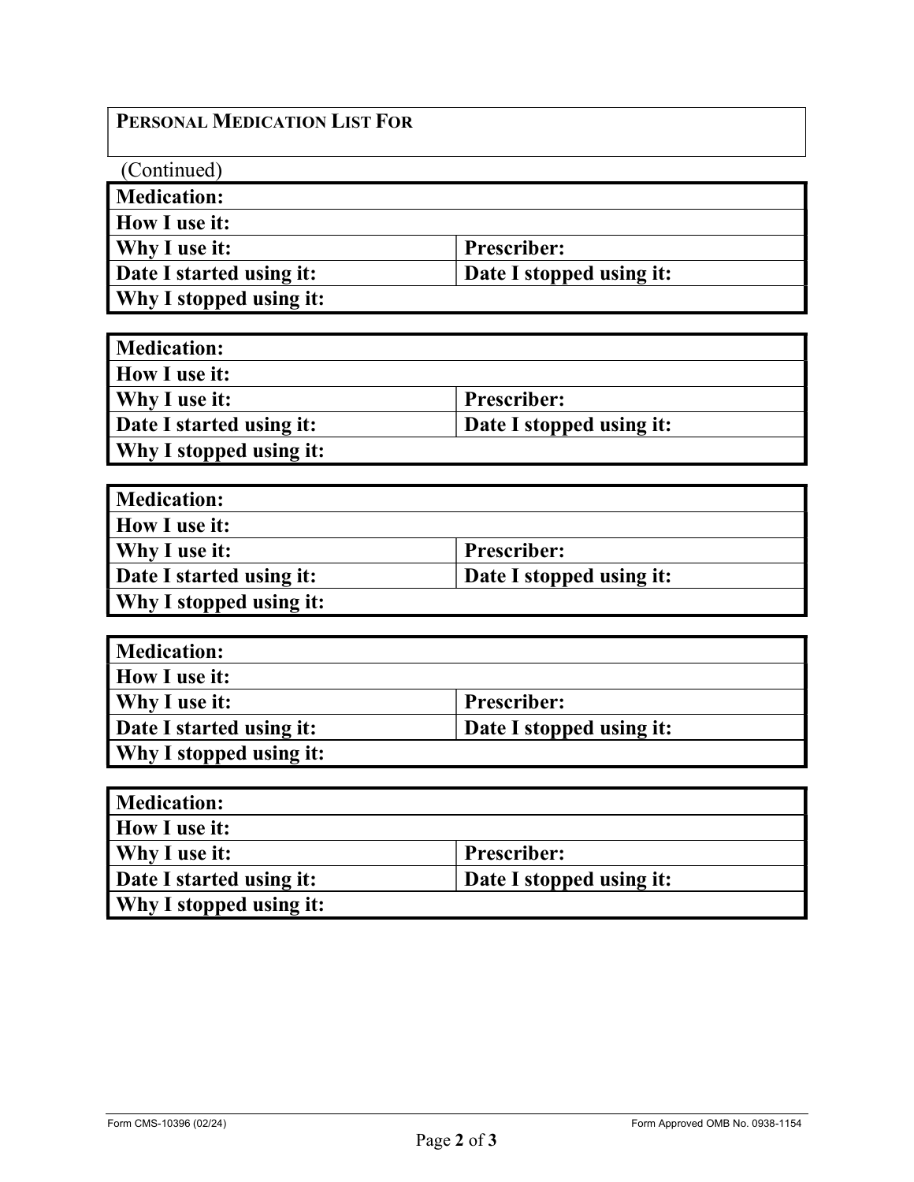| PERSONAL MEDICATION LIST FOR |
| --- |

(Continued)

| **Medication:** | |
| --- | --- |
| **How I use it:** | |
| **Why I use it:** | **Prescriber:** |
| **Date I started using it:** | **Date I stopped using it:** |
| **Why I stopped using it:** | |

| **Medication:** | |
| --- | --- |
| **How I use it:** | |
| **Why I use it:** | **Prescriber:** |
| **Date I started using it:** | **Date I stopped using it:** |
| **Why I stopped using it:** | |

| **Medication:** | |
| --- | --- |
| **How I use it:** | |
| **Why I use it:** | **Prescriber:** |
| **Date I started using it:** | **Date I stopped using it:** |
| **Why I stopped using it:** | |

| **Medication:** | |
| --- | --- |
| **How I use it:** | |
| **Why I use it:** | **Prescriber:** |
| **Date I started using it:** | **Date I stopped using it:** |
| **Why I stopped using it:** | |

| **Medication:** | |
| --- | --- |
| **How I use it:** | |
| **Why I use it:** | **Prescriber:** |
| **Date I started using it:** | **Date I stopped using it:** |
| **Why I stopped using it:** | |

Form CMS-10396 (02/24) Form Approved OMB No. 0938-1154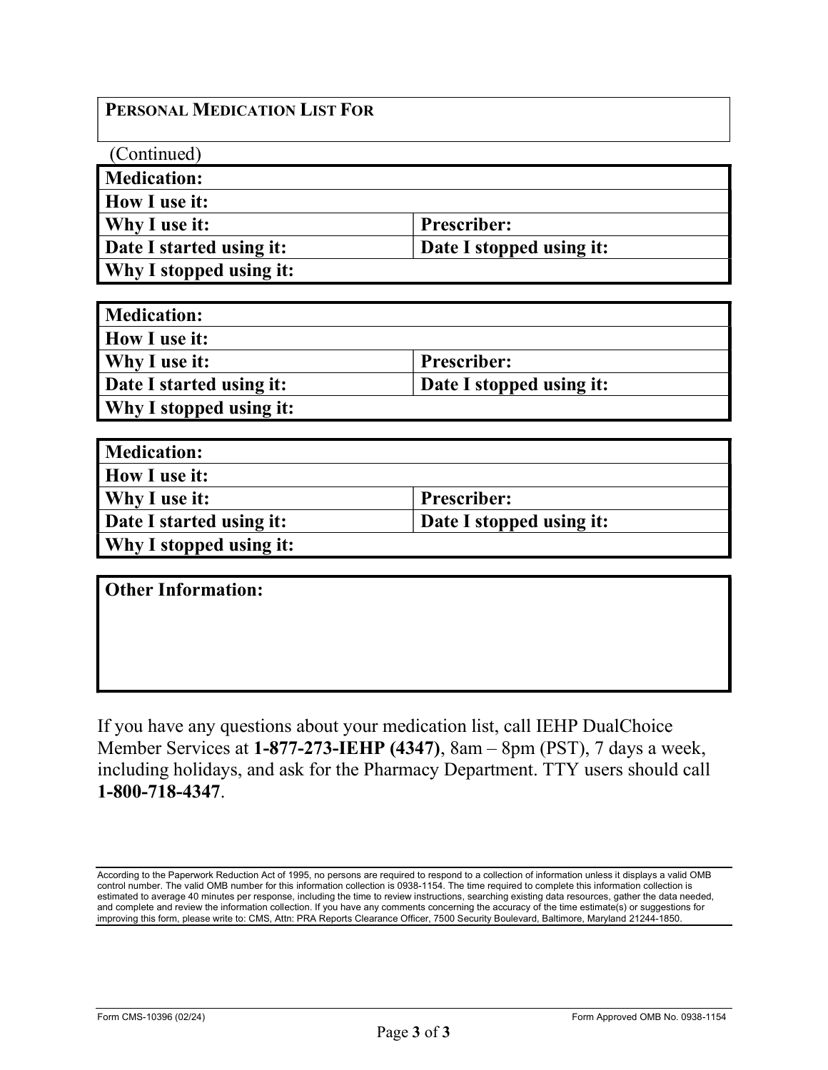**PERSONAL MEDICATION LIST FOR**

(Continued)

| | |
|---|---|
| **Medication:** | |
| **How I use it:** | |
| **Why I use it:** | **Prescriber:** |
| **Date I started using it:** | **Date I stopped using it:** |
| **Why I stopped using it:** | |

| | |
|---|---|
| **Medication:** | |
| **How I use it:** | |
| **Why I use it:** | **Prescriber:** |
| **Date I started using it:** | **Date I stopped using it:** |
| **Why I stopped using it:** | |

| | |
|---|---|
| **Medication:** | |
| **How I use it:** | |
| **Why I use it:** | **Prescriber:** |
| **Date I started using it:** | **Date I stopped using it:** |
| **Why I stopped using it:** | |

| |
|---|
| **Other Information:** |

If you have any questions about your medication list, call IEHP DualChoice Member Services at **1-877-273-IEHP (4347)**, 8am – 8pm (PST), 7 days a week, including holidays, and ask for the Pharmacy Department. TTY users should call **1-800-718-4347**.

According to the Paperwork Reduction Act of 1995, no persons are required to respond to a collection of information unless it displays a valid OMB control number. The valid OMB number for this information collection is 0938-1154. The time required to complete this information collection is estimated to average 40 minutes per response, including the time to review instructions, searching existing data resources, gather the data needed, and complete and review the information collection. If you have any comments concerning the accuracy of the time estimate(s) or suggestions for improving this form, please write to: CMS, Attn: PRA Reports Clearance Officer, 7500 Security Boulevard, Baltimore, Maryland 21244-1850.

Form CMS-10396 (02/24) Form Approved OMB No. 0938-1154